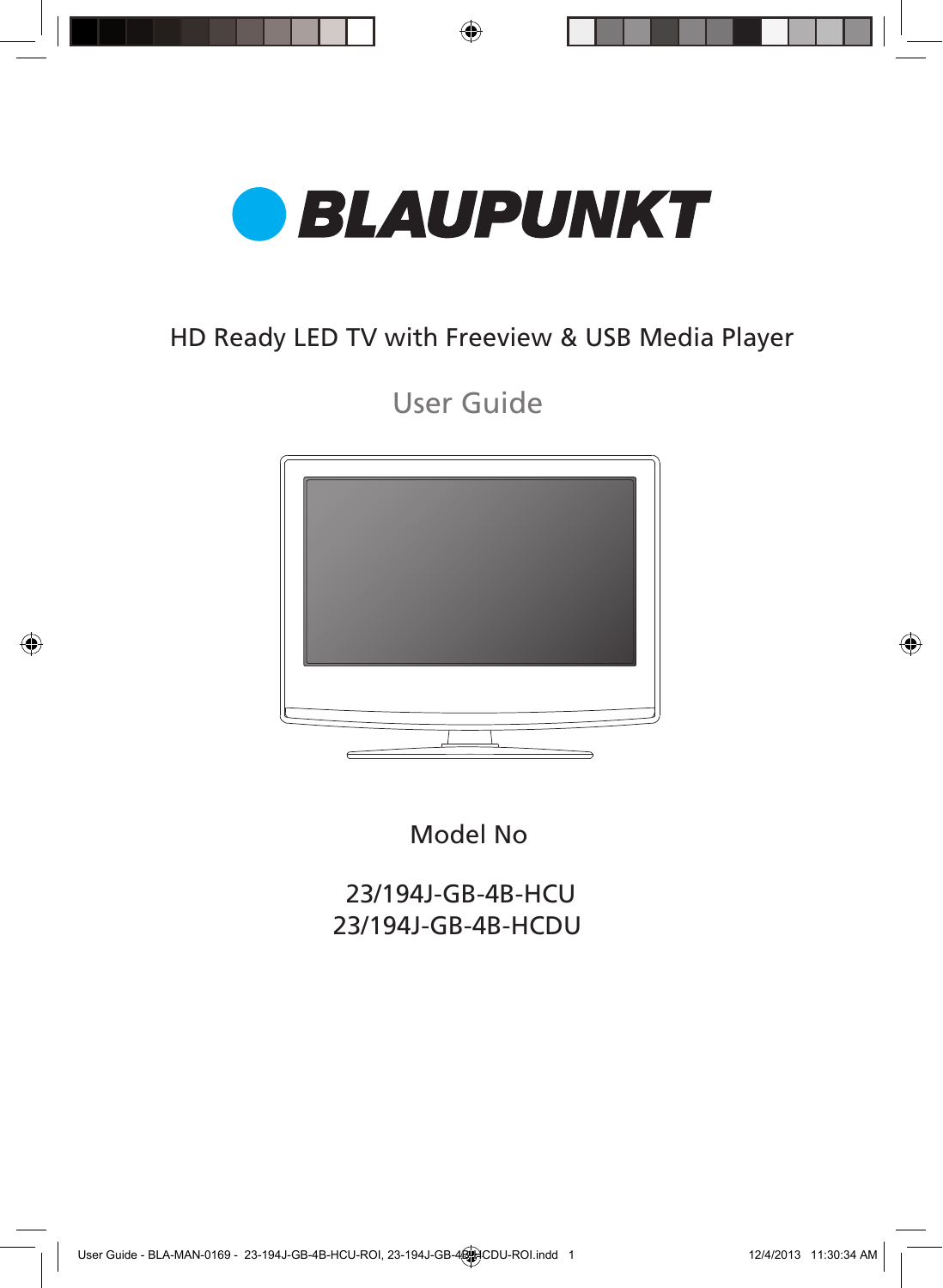# BLAUPUNKT

HD Ready LED TV with Freeview & USB Media Player

## User Guide

Model No

23/194J-GB-4B-HCU
23/194J-GB-4B-HCDU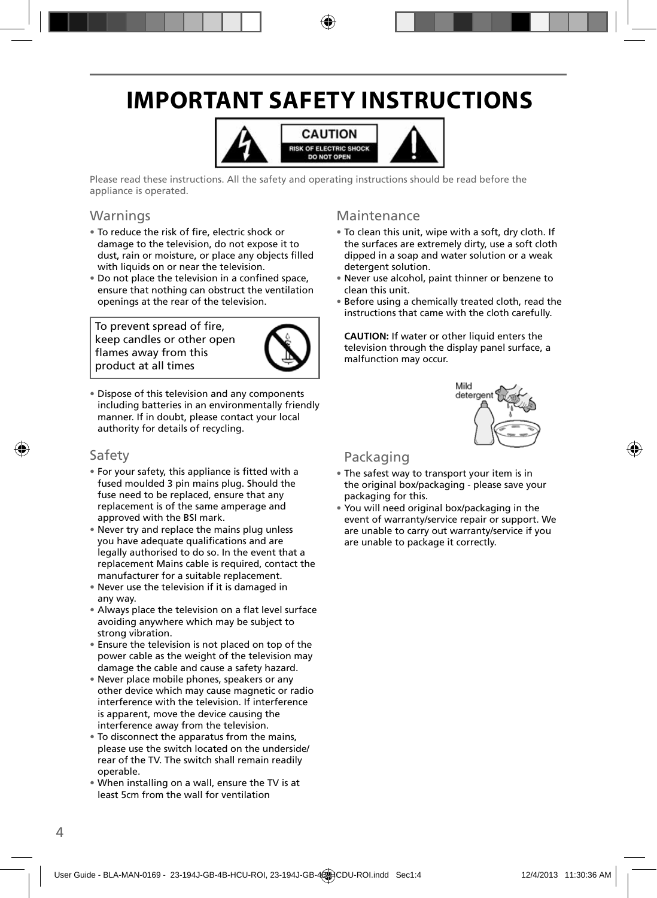# IMPORTANT SAFETY INSTRUCTIONS

CAUTION
RISK OF ELECTRIC SHOCK
DO NOT OPEN

Please read these instructions. All the safety and operating instructions should be read before the appliance is operated.

## Warnings

- To reduce the risk of fire, electric shock or damage to the television, do not expose it to dust, rain or moisture, or place any objects filled with liquids on or near the television.
- Do not place the television in a confined space, ensure that nothing can obstruct the ventilation openings at the rear of the television.

To prevent spread of fire, keep candles or other open flames away from this product at all times

- Dispose of this television and any components including batteries in an environmentally friendly manner. If in doubt, please contact your local authority for details of recycling.

## Safety

- For your safety, this appliance is fitted with a fused moulded 3 pin mains plug. Should the fuse need to be replaced, ensure that any replacement is of the same amperage and approved with the BSI mark.
- Never try and replace the mains plug unless you have adequate qualifications and are legally authorised to do so. In the event that a replacement Mains cable is required, contact the manufacturer for a suitable replacement.
- Never use the television if it is damaged in any way.
- Always place the television on a flat level surface avoiding anywhere which may be subject to strong vibration.
- Ensure the television is not placed on top of the power cable as the weight of the television may damage the cable and cause a safety hazard.
- Never place mobile phones, speakers or any other device which may cause magnetic or radio interference with the television. If interference is apparent, move the device causing the interference away from the television.
- To disconnect the apparatus from the mains, please use the switch located on the underside/ rear of the TV. The switch shall remain readily operable.
- When installing on a wall, ensure the TV is at least 5cm from the wall for ventilation

## Maintenance

- To clean this unit, wipe with a soft, dry cloth. If the surfaces are extremely dirty, use a soft cloth dipped in a soap and water solution or a weak detergent solution.
- Never use alcohol, paint thinner or benzene to clean this unit.
- Before using a chemically treated cloth, read the instructions that came with the cloth carefully.

**CAUTION:** If water or other liquid enters the television through the display panel surface, a malfunction may occur.

Mild detergent

## Packaging

- The safest way to transport your item is in the original box/packaging - please save your packaging for this.
- You will need original box/packaging in the event of warranty/service repair or support. We are unable to carry out warranty/service if you are unable to package it correctly.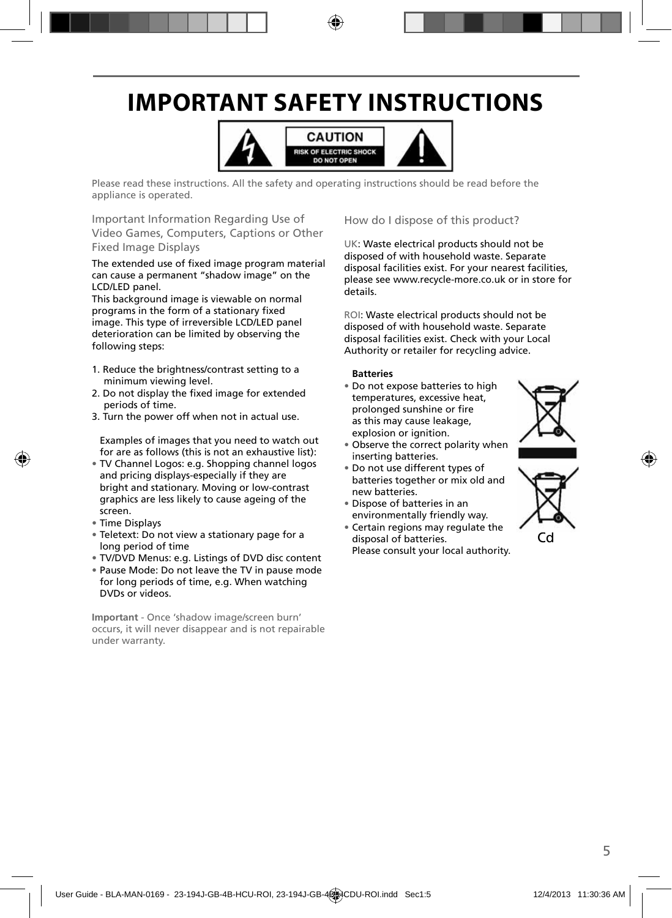# IMPORTANT SAFETY INSTRUCTIONS

CAUTION
RISK OF ELECTRIC SHOCK
DO NOT OPEN

Please read these instructions. All the safety and operating instructions should be read before the appliance is operated.

## Important Information Regarding Use of Video Games, Computers, Captions or Other Fixed Image Displays

The extended use of fixed image program material can cause a permanent "shadow image" on the LCD/LED panel.
This background image is viewable on normal programs in the form of a stationary fixed image. This type of irreversible LCD/LED panel deterioration can be limited by observing the following steps:

1. Reduce the brightness/contrast setting to a minimum viewing level.
2. Do not display the fixed image for extended periods of time.
3. Turn the power off when not in actual use.

Examples of images that you need to watch out for are as follows (this is not an exhaustive list):

- TV Channel Logos: e.g. Shopping channel logos and pricing displays-especially if they are bright and stationary. Moving or low-contrast graphics are less likely to cause ageing of the screen.
- Time Displays
- Teletext: Do not view a stationary page for a long period of time
- TV/DVD Menus: e.g. Listings of DVD disc content
- Pause Mode: Do not leave the TV in pause mode for long periods of time, e.g. When watching DVDs or videos.

**Important** - Once 'shadow image/screen burn' occurs, it will never disappear and is not repairable under warranty.

## How do I dispose of this product?

UK: Waste electrical products should not be disposed of with household waste. Separate disposal facilities exist. For your nearest facilities, please see www.recycle-more.co.uk or in store for details.

ROI: Waste electrical products should not be disposed of with household waste. Separate disposal facilities exist. Check with your Local Authority or retailer for recycling advice.

**Batteries**

- Do not expose batteries to high temperatures, excessive heat, prolonged sunshine or fire as this may cause leakage, explosion or ignition.
- Observe the correct polarity when inserting batteries.
- Do not use different types of batteries together or mix old and new batteries.
- Dispose of batteries in an environmentally friendly way.
- Certain regions may regulate the disposal of batteries. Please consult your local authority.

Cd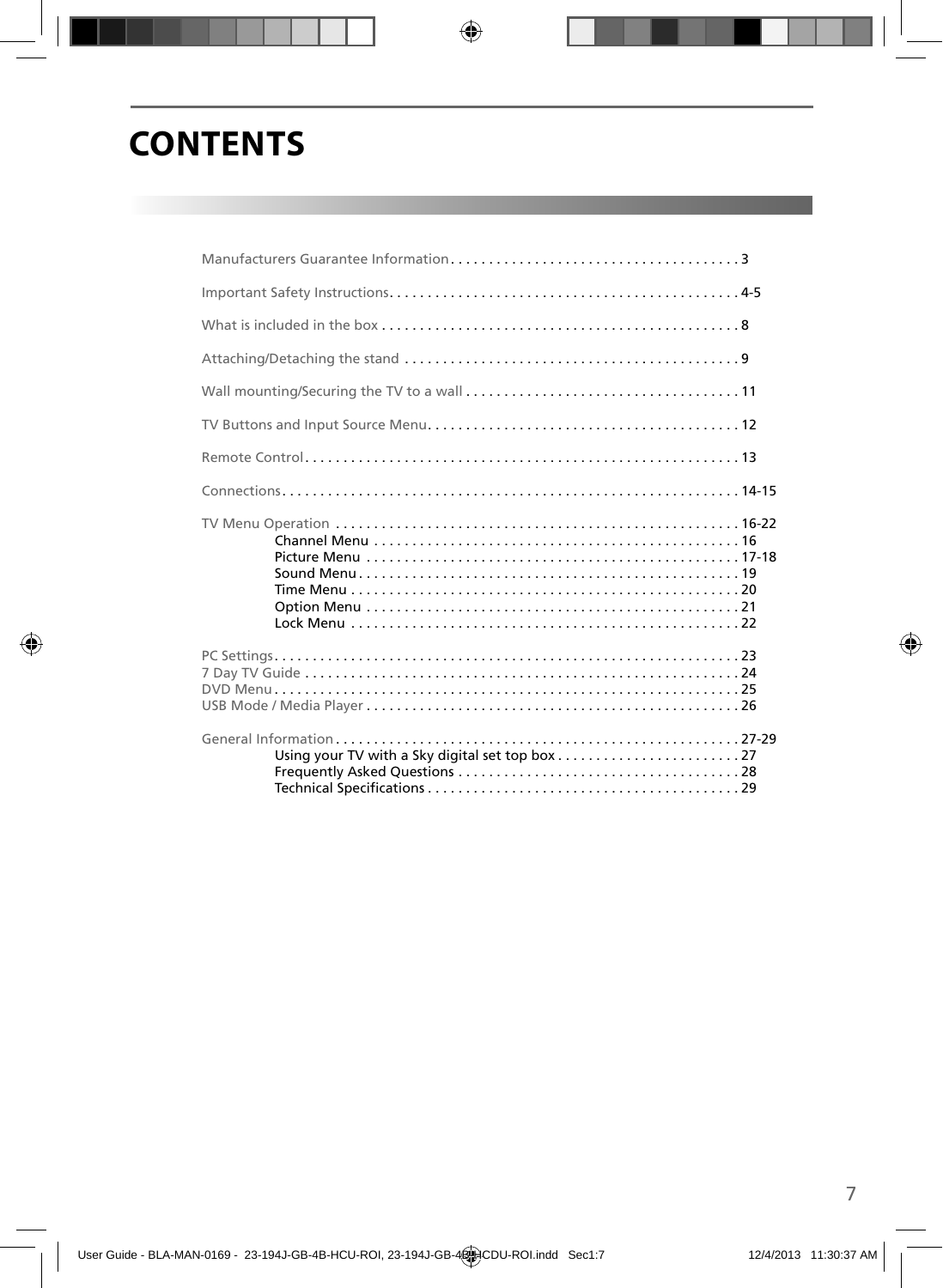# CONTENTS

Manufacturers Guarantee Information . . . . . . . . . . . . . . . . . . . . . . . . . . . . . . . . . . . . . . 3

Important Safety Instructions . . . . . . . . . . . . . . . . . . . . . . . . . . . . . . . . . . . . . . . . . . . . . 4-5

What is included in the box . . . . . . . . . . . . . . . . . . . . . . . . . . . . . . . . . . . . . . . . . . . . . . . 8

Attaching/Detaching the stand . . . . . . . . . . . . . . . . . . . . . . . . . . . . . . . . . . . . . . . . . . . . 9

Wall mounting/Securing the TV to a wall . . . . . . . . . . . . . . . . . . . . . . . . . . . . . . . . . . . . 11

TV Buttons and Input Source Menu . . . . . . . . . . . . . . . . . . . . . . . . . . . . . . . . . . . . . . . . . 12

Remote Control . . . . . . . . . . . . . . . . . . . . . . . . . . . . . . . . . . . . . . . . . . . . . . . . . . . . . . . . . 13

Connections . . . . . . . . . . . . . . . . . . . . . . . . . . . . . . . . . . . . . . . . . . . . . . . . . . . . . . . . . . . 14-15

TV Menu Operation . . . . . . . . . . . . . . . . . . . . . . . . . . . . . . . . . . . . . . . . . . . . . . . . . . . . 16-22
- Channel Menu . . . . . . . . . . . . . . . . . . . . . . . . . . . . . . . . . . . . . . . . . . . . . . . . 16
- Picture Menu . . . . . . . . . . . . . . . . . . . . . . . . . . . . . . . . . . . . . . . . . . . . . . . . 17-18
- Sound Menu . . . . . . . . . . . . . . . . . . . . . . . . . . . . . . . . . . . . . . . . . . . . . . . . . 19
- Time Menu . . . . . . . . . . . . . . . . . . . . . . . . . . . . . . . . . . . . . . . . . . . . . . . . . . 20
- Option Menu . . . . . . . . . . . . . . . . . . . . . . . . . . . . . . . . . . . . . . . . . . . . . . . . . 21
- Lock Menu . . . . . . . . . . . . . . . . . . . . . . . . . . . . . . . . . . . . . . . . . . . . . . . . . . 22

PC Settings . . . . . . . . . . . . . . . . . . . . . . . . . . . . . . . . . . . . . . . . . . . . . . . . . . . . . . . . . . . . 23
7 Day TV Guide . . . . . . . . . . . . . . . . . . . . . . . . . . . . . . . . . . . . . . . . . . . . . . . . . . . . . . . . 24
DVD Menu . . . . . . . . . . . . . . . . . . . . . . . . . . . . . . . . . . . . . . . . . . . . . . . . . . . . . . . . . . . . 25
USB Mode / Media Player . . . . . . . . . . . . . . . . . . . . . . . . . . . . . . . . . . . . . . . . . . . . . . . . 26

General Information . . . . . . . . . . . . . . . . . . . . . . . . . . . . . . . . . . . . . . . . . . . . . . . . . . . . 27-29
- Using your TV with a Sky digital set top box . . . . . . . . . . . . . . . . . . . . . . . . 27
- Frequently Asked Questions . . . . . . . . . . . . . . . . . . . . . . . . . . . . . . . . . . . . 28
- Technical Specifications . . . . . . . . . . . . . . . . . . . . . . . . . . . . . . . . . . . . . . . . 29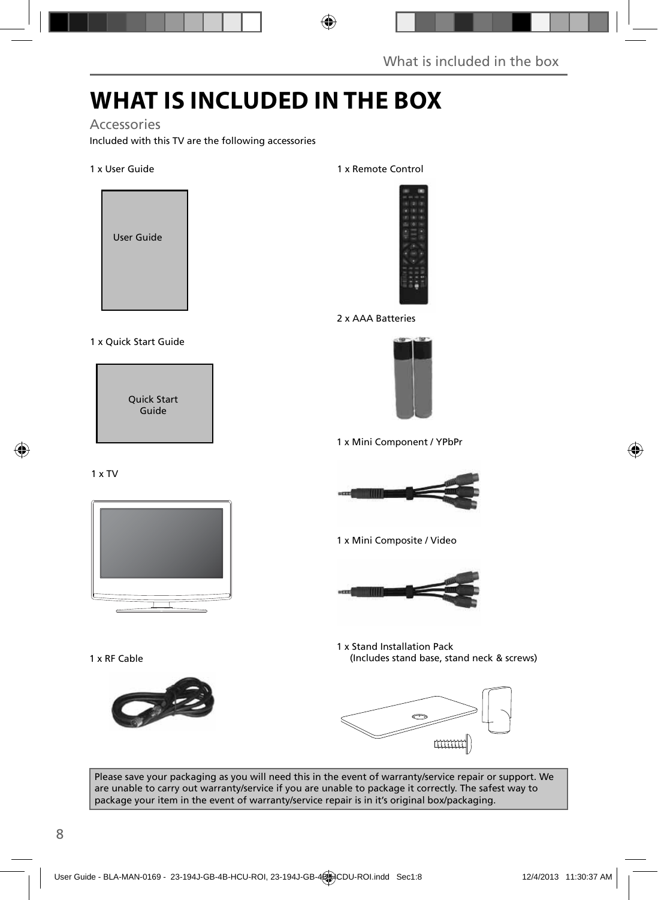# WHAT IS INCLUDED IN THE BOX

## Accessories

Included with this TV are the following accessories

1 x User Guide

User Guide

1 x Quick Start Guide

Quick Start Guide

1 x TV

1 x RF Cable

1 x Remote Control

2 x AAA Batteries

1 x Mini Component / YPbPr

1 x Mini Composite / Video

1 x Stand Installation Pack
(Includes stand base, stand neck & screws)

Please save your packaging as you will need this in the event of warranty/service repair or support. We are unable to carry out warranty/service if you are unable to package it correctly. The safest way to package your item in the event of warranty/service repair is in it's original box/packaging.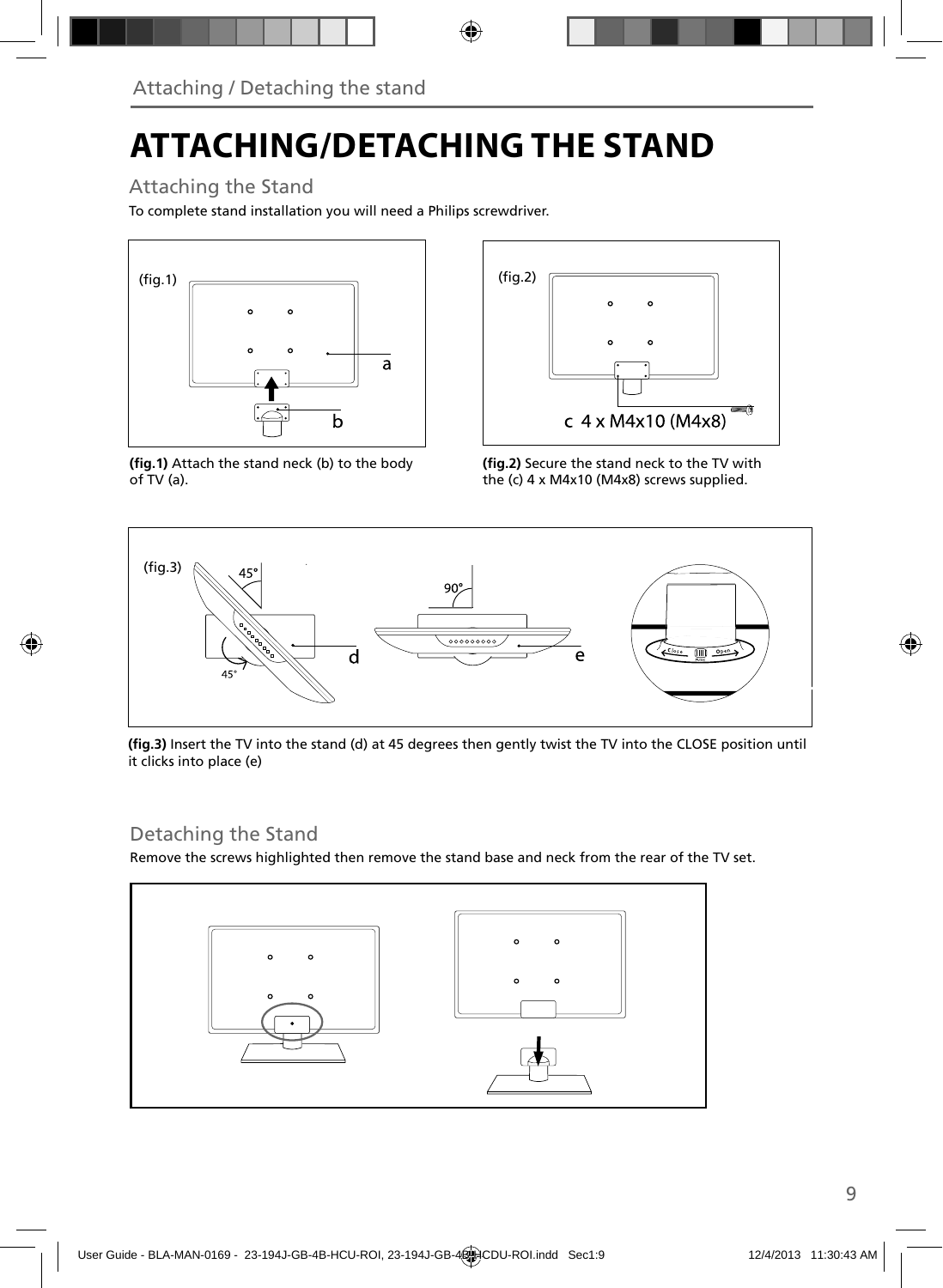# ATTACHING/DETACHING THE STAND

## Attaching the Stand

To complete stand installation you will need a Philips screwdriver.

**(fig.1)** Attach the stand neck (b) to the body of TV (a).

**(fig.2)** Secure the stand neck to the TV with the (c) 4 x M4x10 (M4x8) screws supplied.

**(fig.3)** Insert the TV into the stand (d) at 45 degrees then gently twist the TV into the CLOSE position until it clicks into place (e)

## Detaching the Stand

Remove the screws highlighted then remove the stand base and neck from the rear of the TV set.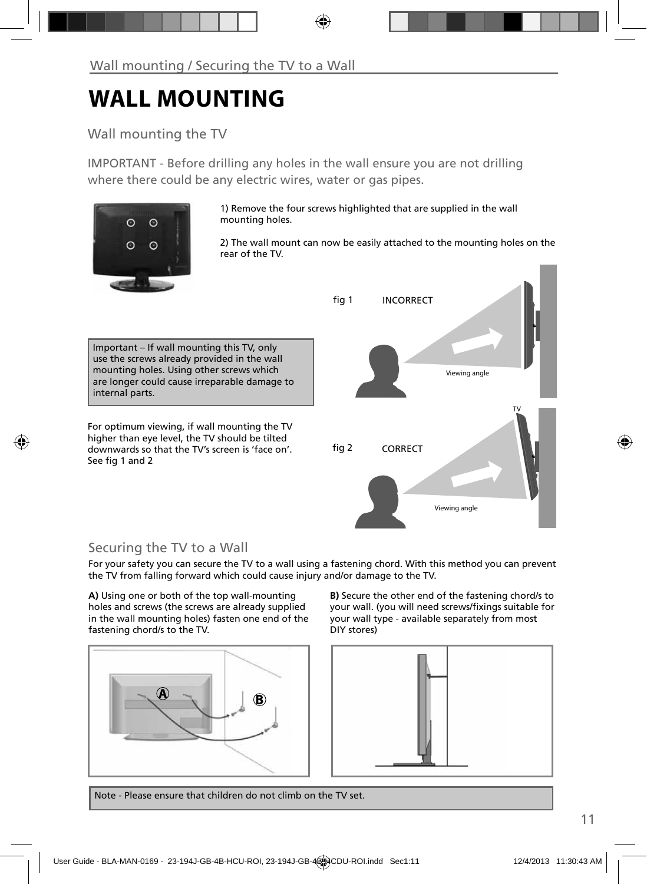Wall mounting / Securing the TV to a Wall

# WALL MOUNTING

## Wall mounting the TV

IMPORTANT - Before drilling any holes in the wall ensure you are not drilling where there could be any electric wires, water or gas pipes.

1) Remove the four screws highlighted that are supplied in the wall mounting holes.

2) The wall mount can now be easily attached to the mounting holes on the rear of the TV.

Important – If wall mounting this TV, only use the screws already provided in the wall mounting holes. Using other screws which are longer could cause irreparable damage to internal parts.

For optimum viewing, if wall mounting the TV higher than eye level, the TV should be tilted downwards so that the TV's screen is 'face on'. See fig 1 and 2

fig 1 INCORRECT

Viewing angle

TV

fig 2 CORRECT

Viewing angle

## Securing the TV to a Wall

For your safety you can secure the TV to a wall using a fastening chord. With this method you can prevent the TV from falling forward which could cause injury and/or damage to the TV.

**A)** Using one or both of the top wall-mounting holes and screws (the screws are already supplied in the wall mounting holes) fasten one end of the fastening chord/s to the TV.

**B)** Secure the other end of the fastening chord/s to your wall. (you will need screws/fixings suitable for your wall type - available separately from most DIY stores)

Note - Please ensure that children do not climb on the TV set.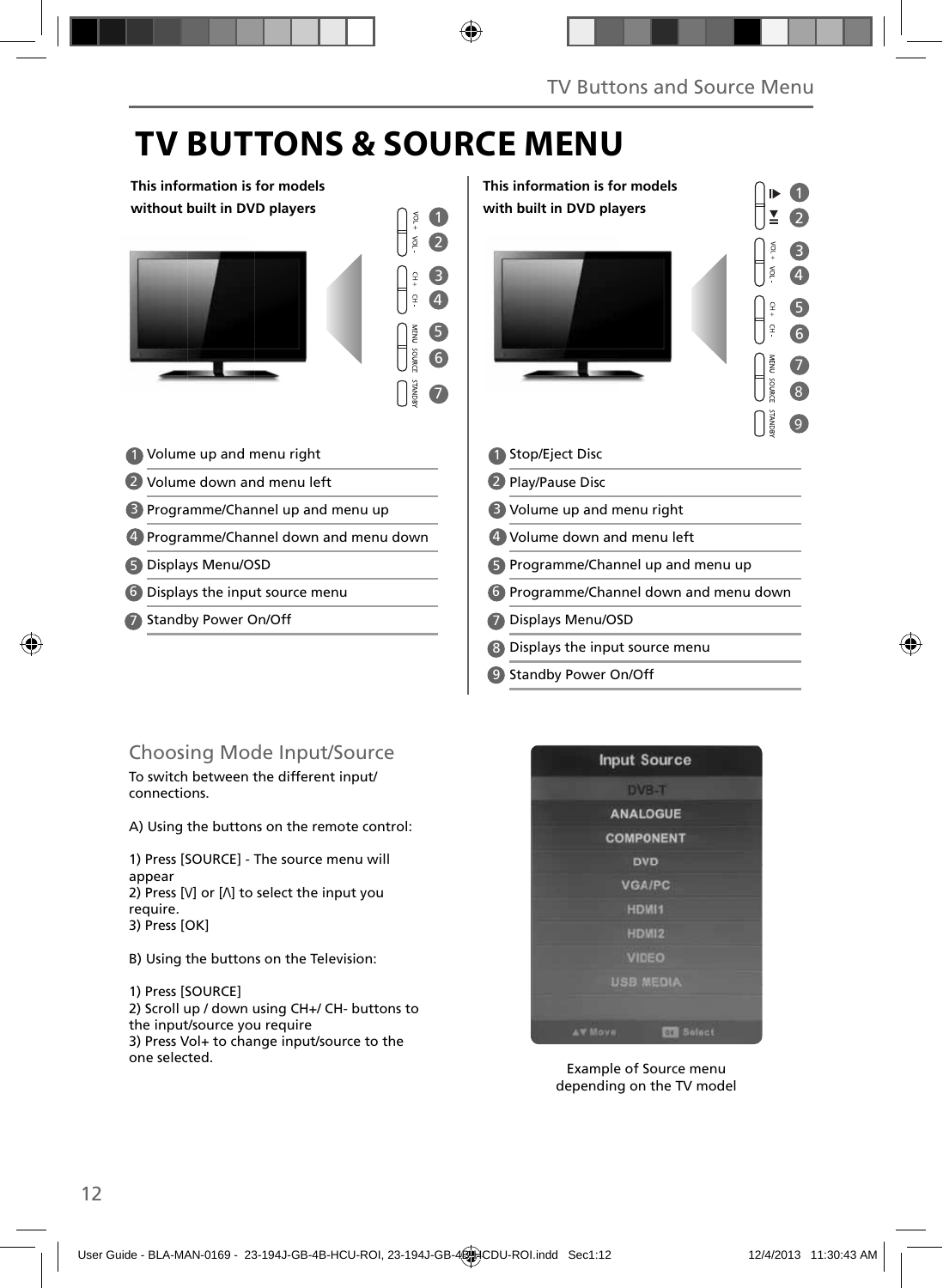# TV BUTTONS & SOURCE MENU

**This information is for models without built in DVD players**

1. Volume up and menu right
2. Volume down and menu left
3. Programme/Channel up and menu up
4. Programme/Channel down and menu down
5. Displays Menu/OSD
6. Displays the input source menu
7. Standby Power On/Off

**This information is for models with built in DVD players**

1. Stop/Eject Disc
2. Play/Pause Disc
3. Volume up and menu right
4. Volume down and menu left
5. Programme/Channel up and menu up
6. Programme/Channel down and menu down
7. Displays Menu/OSD
8. Displays the input source menu
9. Standby Power On/Off

## Choosing Mode Input/Source

To switch between the different input/ connections.

A) Using the buttons on the remote control:

1) Press [SOURCE] - The source menu will appear
2) Press [V] or [Λ] to select the input you require.
3) Press [OK]

B) Using the buttons on the Television:

1) Press [SOURCE]
2) Scroll up / down using CH+/ CH- buttons to the input/source you require
3) Press Vol+ to change input/source to the one selected.

Input Source: DVB-T, ANALOGUE, COMPONENT, DVD, VGA/PC, HDMI1, HDMI2, VIDEO, USB MEDIA

Example of Source menu depending on the TV model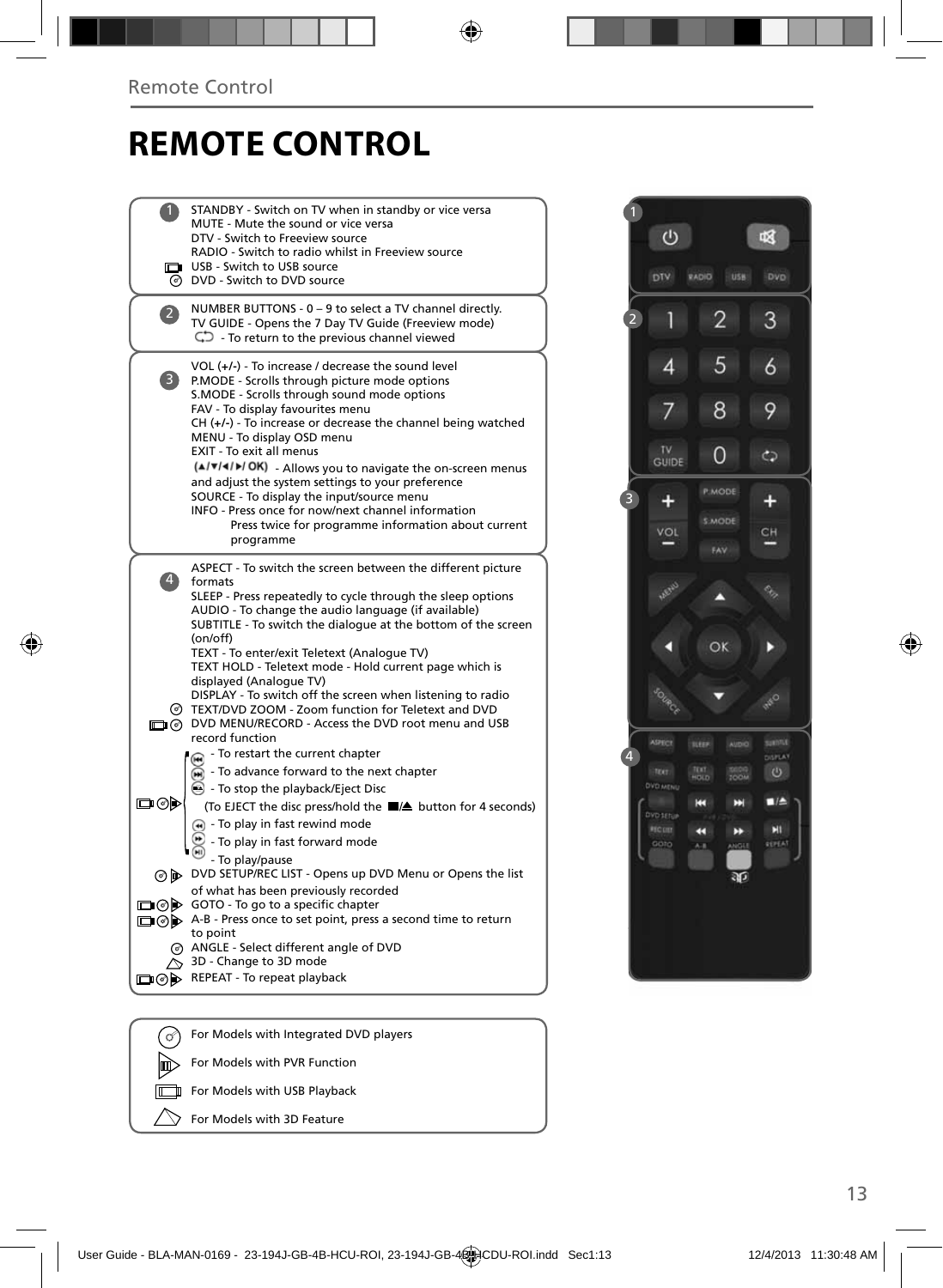# REMOTE CONTROL

**1**

STANDBY - Switch on TV when in standby or vice versa
MUTE - Mute the sound or vice versa
DTV - Switch to Freeview source
RADIO - Switch to radio whilst in Freeview source
USB - Switch to USB source
DVD - Switch to DVD source

**2**

NUMBER BUTTONS - 0 – 9 to select a TV channel directly.
TV GUIDE - Opens the 7 Day TV Guide (Freeview mode)
- To return to the previous channel viewed

**3**

VOL (+/-) - To increase / decrease the sound level
P.MODE - Scrolls through picture mode options
S.MODE - Scrolls through sound mode options
FAV - To display favourites menu
CH (+/-) - To increase or decrease the channel being watched
MENU - To display OSD menu
EXIT - To exit all menus
(▲/▼/◄/►/ OK) - Allows you to navigate the on-screen menus and adjust the system settings to your preference
SOURCE - To display the input/source menu
INFO - Press once for now/next channel information
Press twice for programme information about current programme

**4**

ASPECT - To switch the screen between the different picture formats
SLEEP - Press repeatedly to cycle through the sleep options
AUDIO - To change the audio language (if available)
SUBTITLE - To switch the dialogue at the bottom of the screen (on/off)
TEXT - To enter/exit Teletext (Analogue TV)
TEXT HOLD - Teletext mode - Hold current page which is displayed (Analogue TV)
DISPLAY - To switch off the screen when listening to radio
TEXT/DVD ZOOM - Zoom function for Teletext and DVD
DVD MENU/RECORD - Access the DVD root menu and USB record function
- To restart the current chapter
- To advance forward to the next chapter
- To stop the playback/Eject Disc
(To EJECT the disc press/hold the ■/▲ button for 4 seconds)
- To play in fast rewind mode
- To play in fast forward mode
- To play/pause
DVD SETUP/REC LIST - Opens up DVD Menu or Opens the list of what has been previously recorded
GOTO - To go to a specific chapter
A-B - Press once to set point, press a second time to return to point
ANGLE - Select different angle of DVD
3D - Change to 3D mode
REPEAT - To repeat playback

For Models with Integrated DVD players
For Models with PVR Function
For Models with USB Playback
For Models with 3D Feature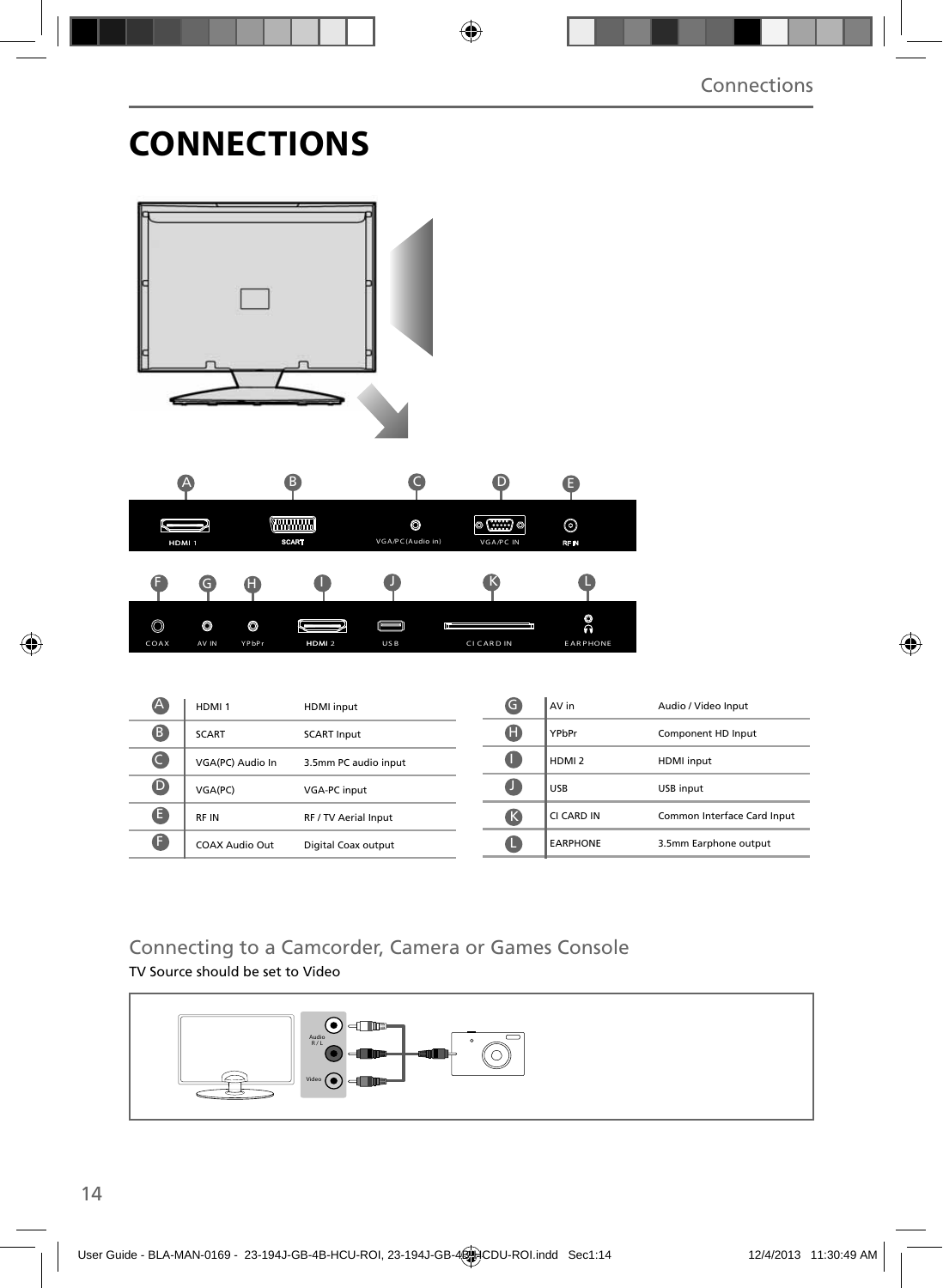# CONNECTIONS

| | | |
|---|---|---|
| A | HDMI 1 | HDMI input |
| B | SCART | SCART Input |
| C | VGA(PC) Audio In | 3.5mm PC audio input |
| D | VGA(PC) | VGA-PC input |
| E | RF IN | RF / TV Aerial Input |
| F | COAX Audio Out | Digital Coax output |
| G | AV in | Audio / Video Input |
| H | YPbPr | Component HD Input |
| I | HDMI 2 | HDMI input |
| J | USB | USB input |
| K | CI CARD IN | Common Interface Card Input |
| L | EARPHONE | 3.5mm Earphone output |

## Connecting to a Camcorder, Camera or Games Console

TV Source should be set to Video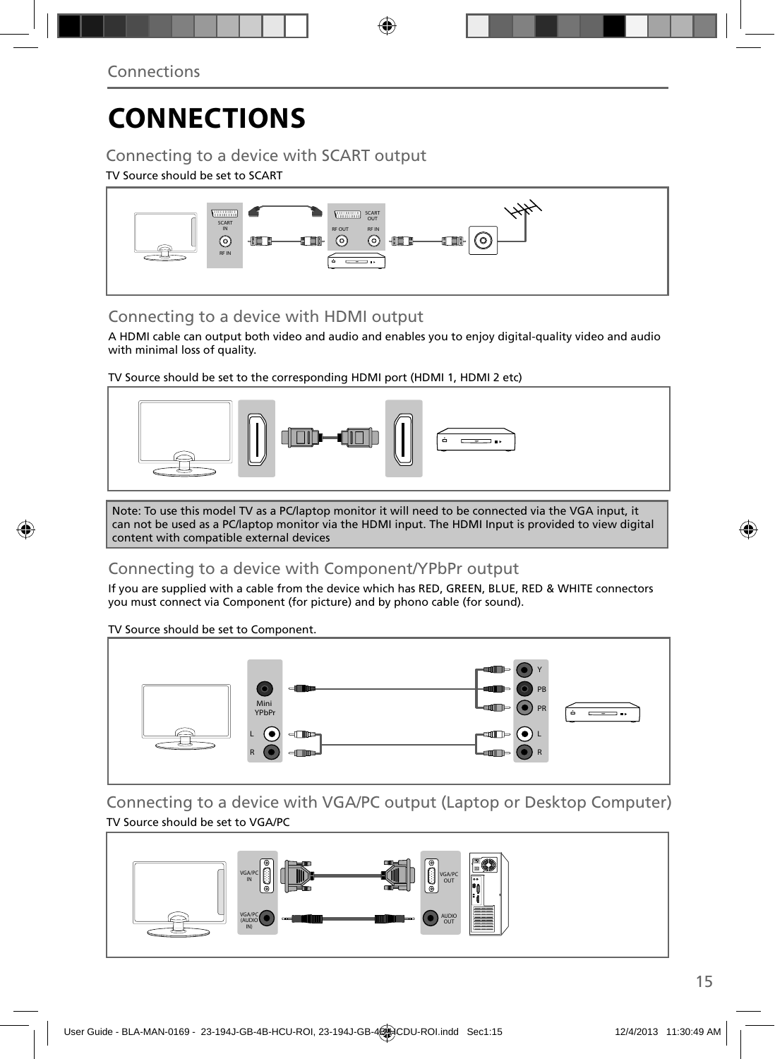# CONNECTIONS

## Connecting to a device with SCART output

TV Source should be set to SCART

## Connecting to a device with HDMI output

A HDMI cable can output both video and audio and enables you to enjoy digital-quality video and audio with minimal loss of quality.

TV Source should be set to the corresponding HDMI port (HDMI 1, HDMI 2 etc)

Note: To use this model TV as a PC/laptop monitor it will need to be connected via the VGA input, it can not be used as a PC/laptop monitor via the HDMI input. The HDMI Input is provided to view digital content with compatible external devices

## Connecting to a device with Component/YPbPr output

If you are supplied with a cable from the device which has RED, GREEN, BLUE, RED & WHITE connectors you must connect via Component (for picture) and by phono cable (for sound).

TV Source should be set to Component.

## Connecting to a device with VGA/PC output (Laptop or Desktop Computer)

TV Source should be set to VGA/PC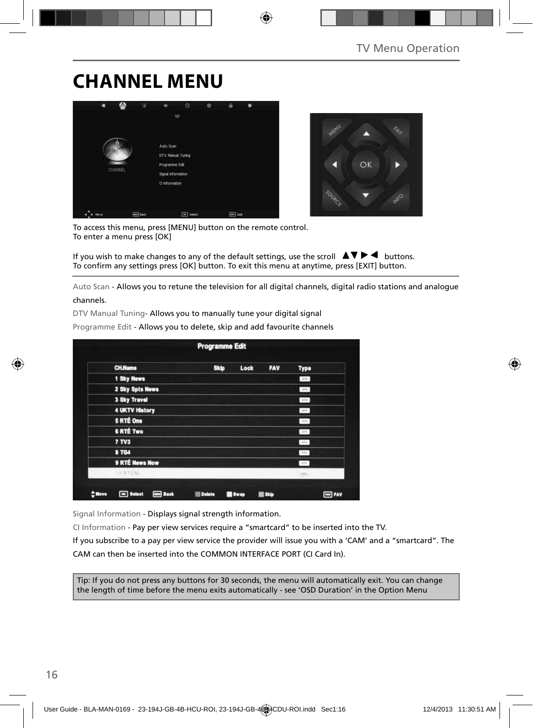# CHANNEL MENU

To access this menu, press [MENU] button on the remote control.
To enter a menu press [OK]

If you wish to make changes to any of the default settings, use the scroll ▲▼▶◀ buttons.
To confirm any settings press [OK] button. To exit this menu at anytime, press [EXIT] button.

Auto Scan - Allows you to retune the television for all digital channels, digital radio stations and analogue channels.

DTV Manual Tuning- Allows you to manually tune your digital signal

Programme Edit - Allows you to delete, skip and add favourite channels

Signal Information - Displays signal strength information.

CI Information - Pay per view services require a "smartcard" to be inserted into the TV.

If you subscribe to a pay per view service the provider will issue you with a 'CAM' and a "smartcard". The CAM can then be inserted into the COMMON INTERFACE PORT (CI Card In).

Tip: If you do not press any buttons for 30 seconds, the menu will automatically exit. You can change the length of time before the menu exits automatically - see 'OSD Duration' in the Option Menu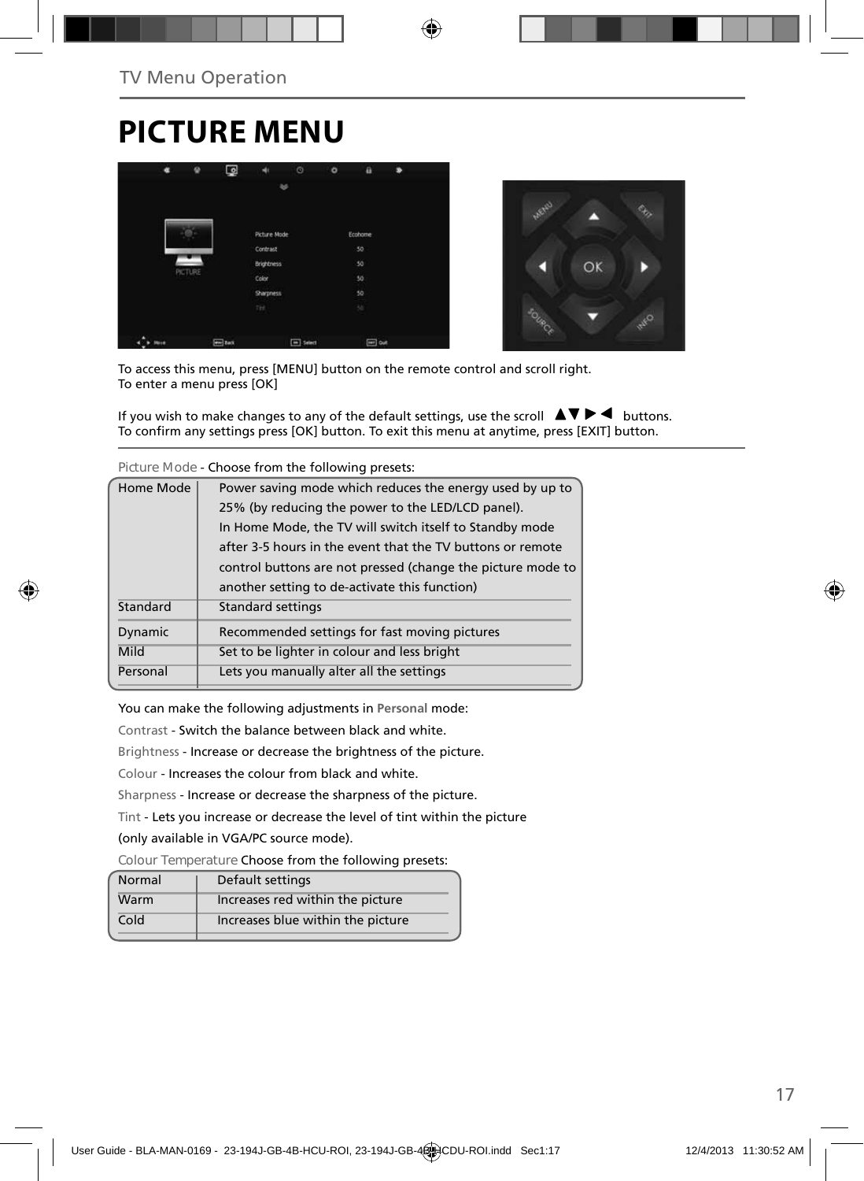## TV Menu Operation

# PICTURE MENU

To access this menu, press [MENU] button on the remote control and scroll right.
To enter a menu press [OK]

If you wish to make changes to any of the default settings, use the scroll ▲▼▶◀ buttons.
To confirm any settings press [OK] button. To exit this menu at anytime, press [EXIT] button.

Picture Mode - Choose from the following presets:

| | |
|---|---|
| Home Mode | Power saving mode which reduces the energy used by up to 25% (by reducing the power to the LED/LCD panel). In Home Mode, the TV will switch itself to Standby mode after 3-5 hours in the event that the TV buttons or remote control buttons are not pressed (change the picture mode to another setting to de-activate this function) |
| Standard | Standard settings |
| Dynamic | Recommended settings for fast moving pictures |
| Mild | Set to be lighter in colour and less bright |
| Personal | Lets you manually alter all the settings |

You can make the following adjustments in **Personal** mode:

Contrast - Switch the balance between black and white.

Brightness - Increase or decrease the brightness of the picture.

Colour - Increases the colour from black and white.

Sharpness - Increase or decrease the sharpness of the picture.

Tint - Lets you increase or decrease the level of tint within the picture (only available in VGA/PC source mode).

Colour Temperature Choose from the following presets:

| | |
|---|---|
| Normal | Default settings |
| Warm | Increases red within the picture |
| Cold | Increases blue within the picture |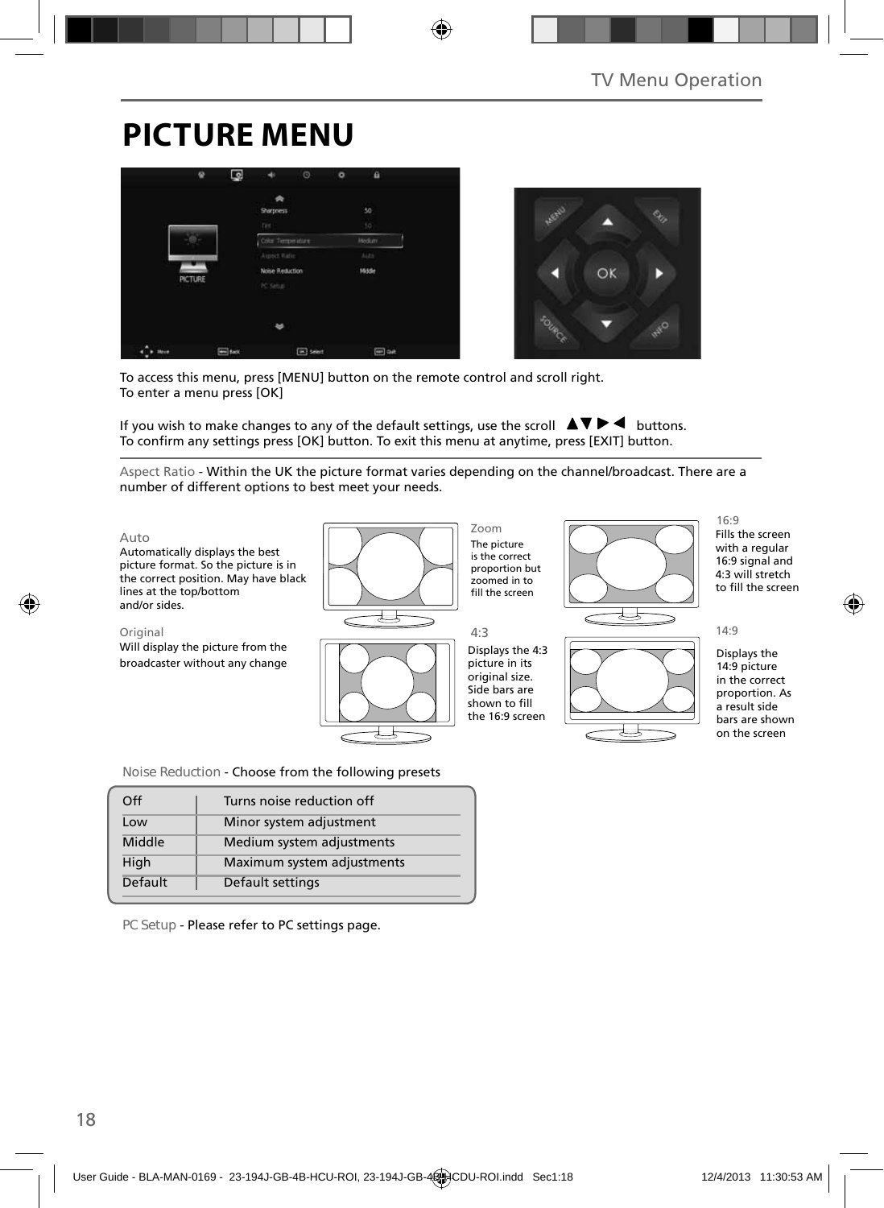# PICTURE MENU

To access this menu, press [MENU] button on the remote control and scroll right.
To enter a menu press [OK]

If you wish to make changes to any of the default settings, use the scroll ▲▼▶◀ buttons.
To confirm any settings press [OK] button. To exit this menu at anytime, press [EXIT] button.

Aspect Ratio - Within the UK the picture format varies depending on the channel/broadcast. There are a number of different options to best meet your needs.

**Auto**
Automatically displays the best picture format. So the picture is in the correct position. May have black lines at the top/bottom and/or sides.

**Zoom**
The picture is the correct proportion but zoomed in to fill the screen

**16:9**
Fills the screen with a regular 16:9 signal and 4:3 will stretch to fill the screen

**Original**
Will display the picture from the broadcaster without any change

**4:3**
Displays the 4:3 picture in its original size. Side bars are shown to fill the 16:9 screen

**14:9**
Displays the 14:9 picture in the correct proportion. As a result side bars are shown on the screen

Noise Reduction - Choose from the following presets

| Off | Turns noise reduction off |
|---|---|
| Low | Minor system adjustment |
| Middle | Medium system adjustments |
| High | Maximum system adjustments |
| Default | Default settings |

PC Setup - Please refer to PC settings page.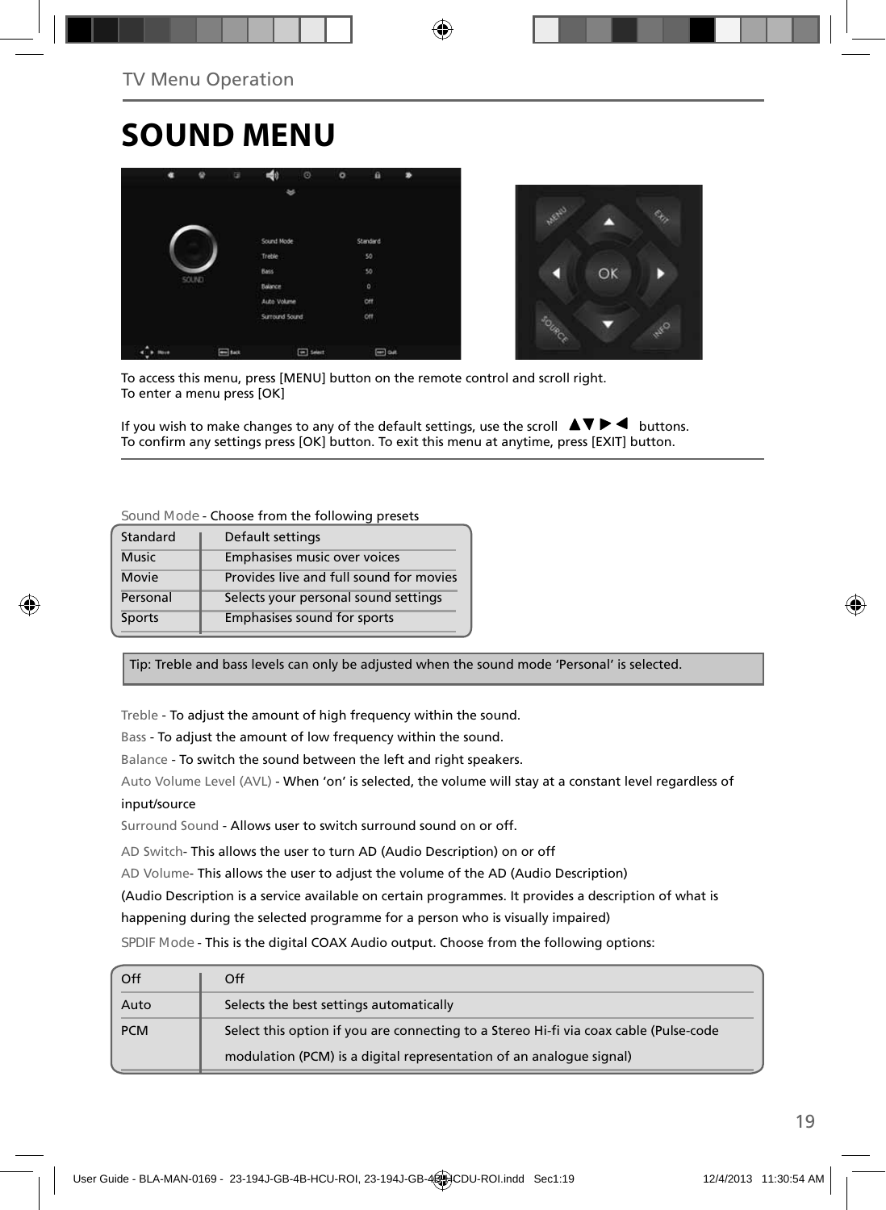TV Menu Operation

# SOUND MENU

To access this menu, press [MENU] button on the remote control and scroll right.
To enter a menu press [OK]

If you wish to make changes to any of the default settings, use the scroll ▲▼▶◀ buttons.
To confirm any settings press [OK] button. To exit this menu at anytime, press [EXIT] button.

Sound Mode - Choose from the following presets

| | |
|---|---|
| Standard | Default settings |
| Music | Emphasises music over voices |
| Movie | Provides live and full sound for movies |
| Personal | Selects your personal sound settings |
| Sports | Emphasises sound for sports |

Tip: Treble and bass levels can only be adjusted when the sound mode 'Personal' is selected.

Treble - To adjust the amount of high frequency within the sound.

Bass - To adjust the amount of low frequency within the sound.

Balance - To switch the sound between the left and right speakers.

Auto Volume Level (AVL) - When 'on' is selected, the volume will stay at a constant level regardless of input/source

Surround Sound - Allows user to switch surround sound on or off.

AD Switch- This allows the user to turn AD (Audio Description) on or off

AD Volume- This allows the user to adjust the volume of the AD (Audio Description)

(Audio Description is a service available on certain programmes. It provides a description of what is happening during the selected programme for a person who is visually impaired)

SPDIF Mode - This is the digital COAX Audio output. Choose from the following options:

| | |
|---|---|
| Off | Off |
| Auto | Selects the best settings automatically |
| PCM | Select this option if you are connecting to a Stereo Hi-fi via coax cable (Pulse-code modulation (PCM) is a digital representation of an analogue signal) |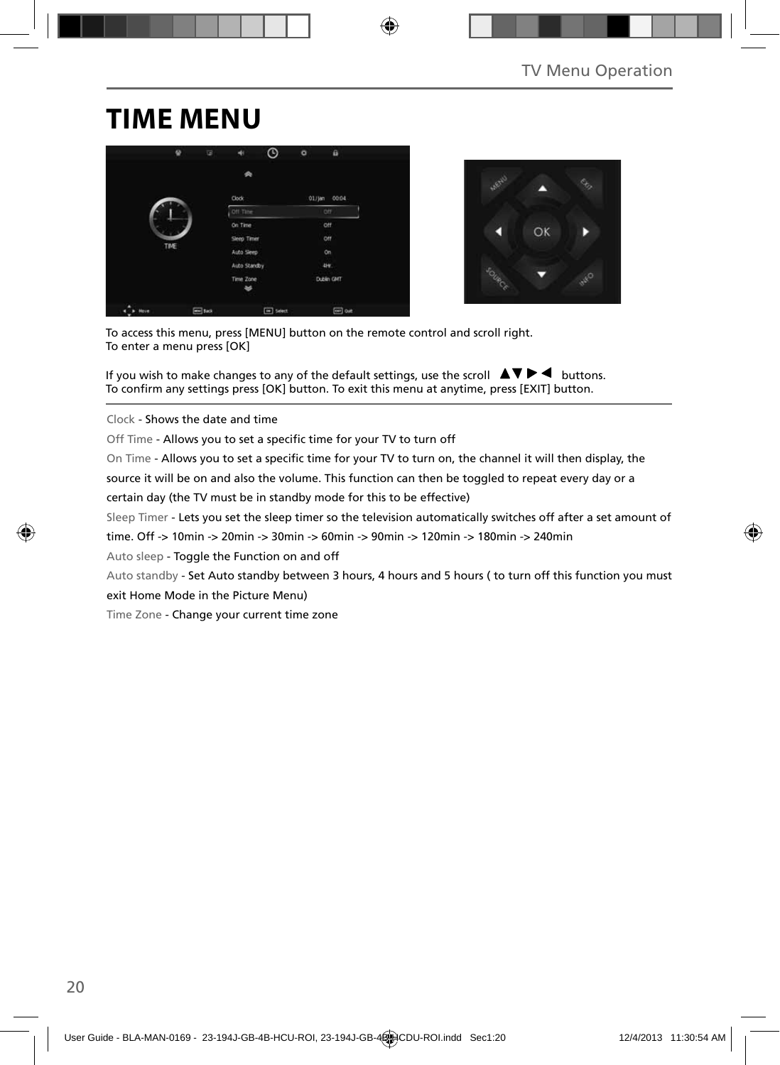# TIME MENU

To access this menu, press [MENU] button on the remote control and scroll right.
To enter a menu press [OK]

If you wish to make changes to any of the default settings, use the scroll ▲▼▶◀ buttons.
To confirm any settings press [OK] button. To exit this menu at anytime, press [EXIT] button.

Clock - Shows the date and time

Off Time - Allows you to set a specific time for your TV to turn off

On Time - Allows you to set a specific time for your TV to turn on, the channel it will then display, the source it will be on and also the volume. This function can then be toggled to repeat every day or a certain day (the TV must be in standby mode for this to be effective)

Sleep Timer - Lets you set the sleep timer so the television automatically switches off after a set amount of time. Off -> 10min -> 20min -> 30min -> 60min -> 90min -> 120min -> 180min -> 240min

Auto sleep - Toggle the Function on and off

Auto standby - Set Auto standby between 3 hours, 4 hours and 5 hours ( to turn off this function you must exit Home Mode in the Picture Menu)

Time Zone - Change your current time zone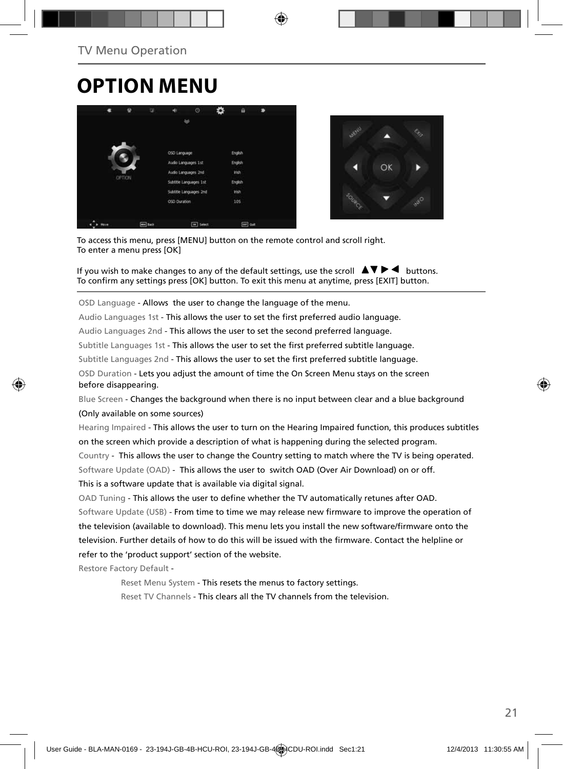# OPTION MENU

To access this menu, press [MENU] button on the remote control and scroll right.
To enter a menu press [OK]

If you wish to make changes to any of the default settings, use the scroll ▲▼ ▶ ◀ buttons.
To confirm any settings press [OK] button. To exit this menu at anytime, press [EXIT] button.

OSD Language - Allows the user to change the language of the menu.

Audio Languages 1st - This allows the user to set the first preferred audio language.

Audio Languages 2nd - This allows the user to set the second preferred language.

Subtitle Languages 1st - This allows the user to set the first preferred subtitle language.

Subtitle Languages 2nd - This allows the user to set the first preferred subtitle language.

OSD Duration - Lets you adjust the amount of time the On Screen Menu stays on the screen before disappearing.

Blue Screen - Changes the background when there is no input between clear and a blue background (Only available on some sources)

Hearing Impaired - This allows the user to turn on the Hearing Impaired function, this produces subtitles on the screen which provide a description of what is happening during the selected program.

Country - This allows the user to change the Country setting to match where the TV is being operated.

Software Update (OAD) - This allows the user to switch OAD (Over Air Download) on or off. This is a software update that is available via digital signal.

OAD Tuning - This allows the user to define whether the TV automatically retunes after OAD.

Software Update (USB) - From time to time we may release new firmware to improve the operation of the television (available to download). This menu lets you install the new software/firmware onto the television. Further details of how to do this will be issued with the firmware. Contact the helpline or refer to the ‘product support’ section of the website.

Restore Factory Default -

- Reset Menu System - This resets the menus to factory settings.
- Reset TV Channels - This clears all the TV channels from the television.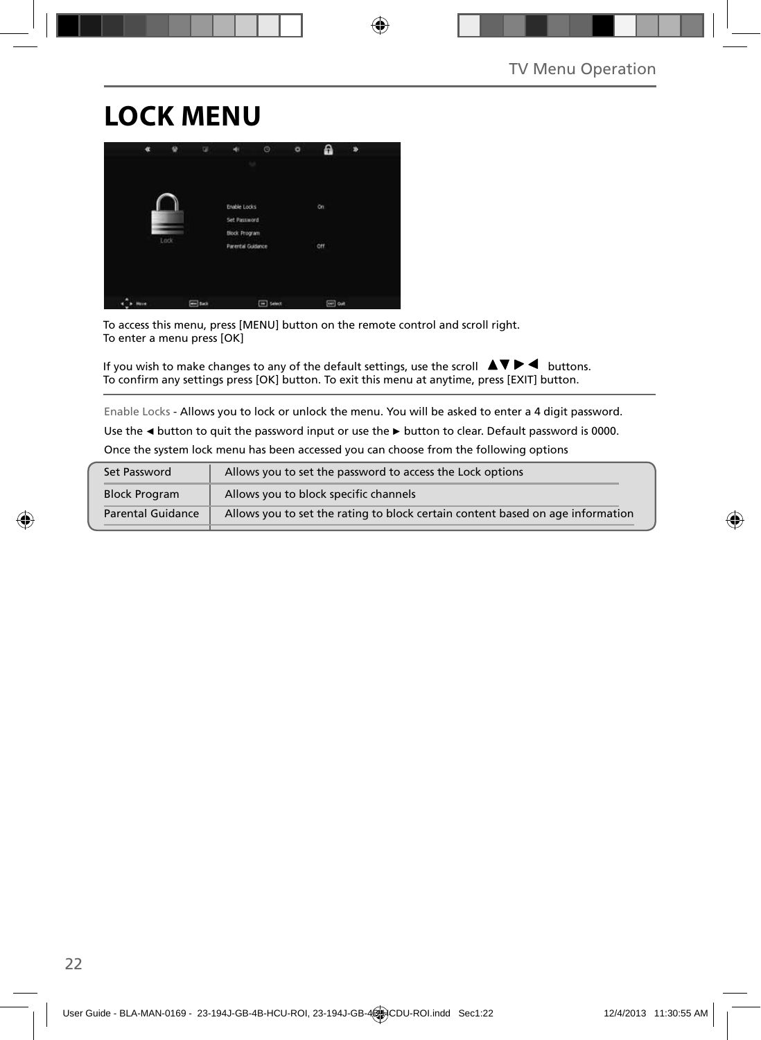# LOCK MENU

To access this menu, press [MENU] button on the remote control and scroll right.
To enter a menu press [OK]

If you wish to make changes to any of the default settings, use the scroll ▲▼▶◀ buttons.
To confirm any settings press [OK] button. To exit this menu at anytime, press [EXIT] button.

Enable Locks - Allows you to lock or unlock the menu. You will be asked to enter a 4 digit password.

Use the ◀ button to quit the password input or use the ▶ button to clear. Default password is 0000.

Once the system lock menu has been accessed you can choose from the following options

| | |
|---|---|
| Set Password | Allows you to set the password to access the Lock options |
| Block Program | Allows you to block specific channels |
| Parental Guidance | Allows you to set the rating to block certain content based on age information |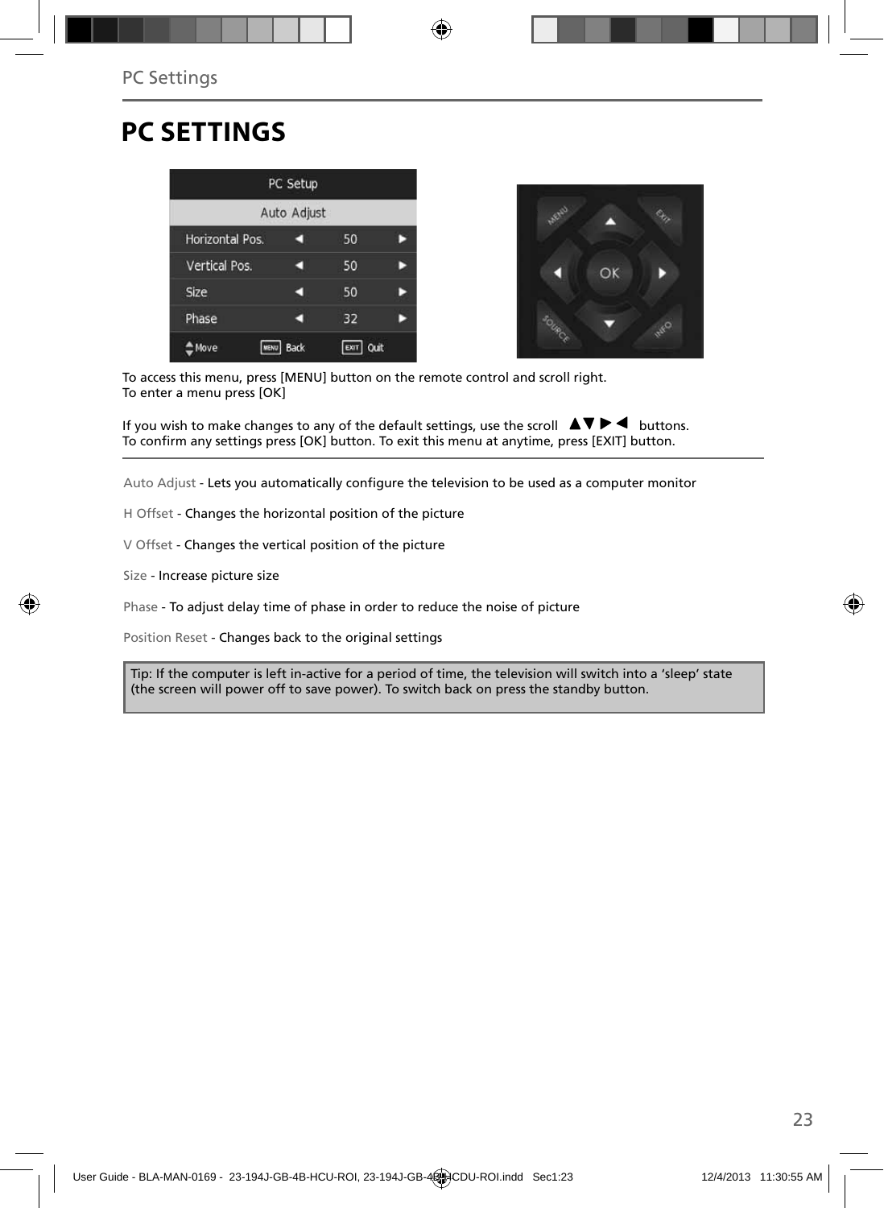# PC SETTINGS

To access this menu, press [MENU] button on the remote control and scroll right.
To enter a menu press [OK]

If you wish to make changes to any of the default settings, use the scroll ▲▼ ▶ ◀ buttons.
To confirm any settings press [OK] button. To exit this menu at anytime, press [EXIT] button.

Auto Adjust - Lets you automatically configure the television to be used as a computer monitor

H Offset - Changes the horizontal position of the picture

V Offset - Changes the vertical position of the picture

Size - Increase picture size

Phase - To adjust delay time of phase in order to reduce the noise of picture

Position Reset - Changes back to the original settings

Tip: If the computer is left in-active for a period of time, the television will switch into a 'sleep' state (the screen will power off to save power). To switch back on press the standby button.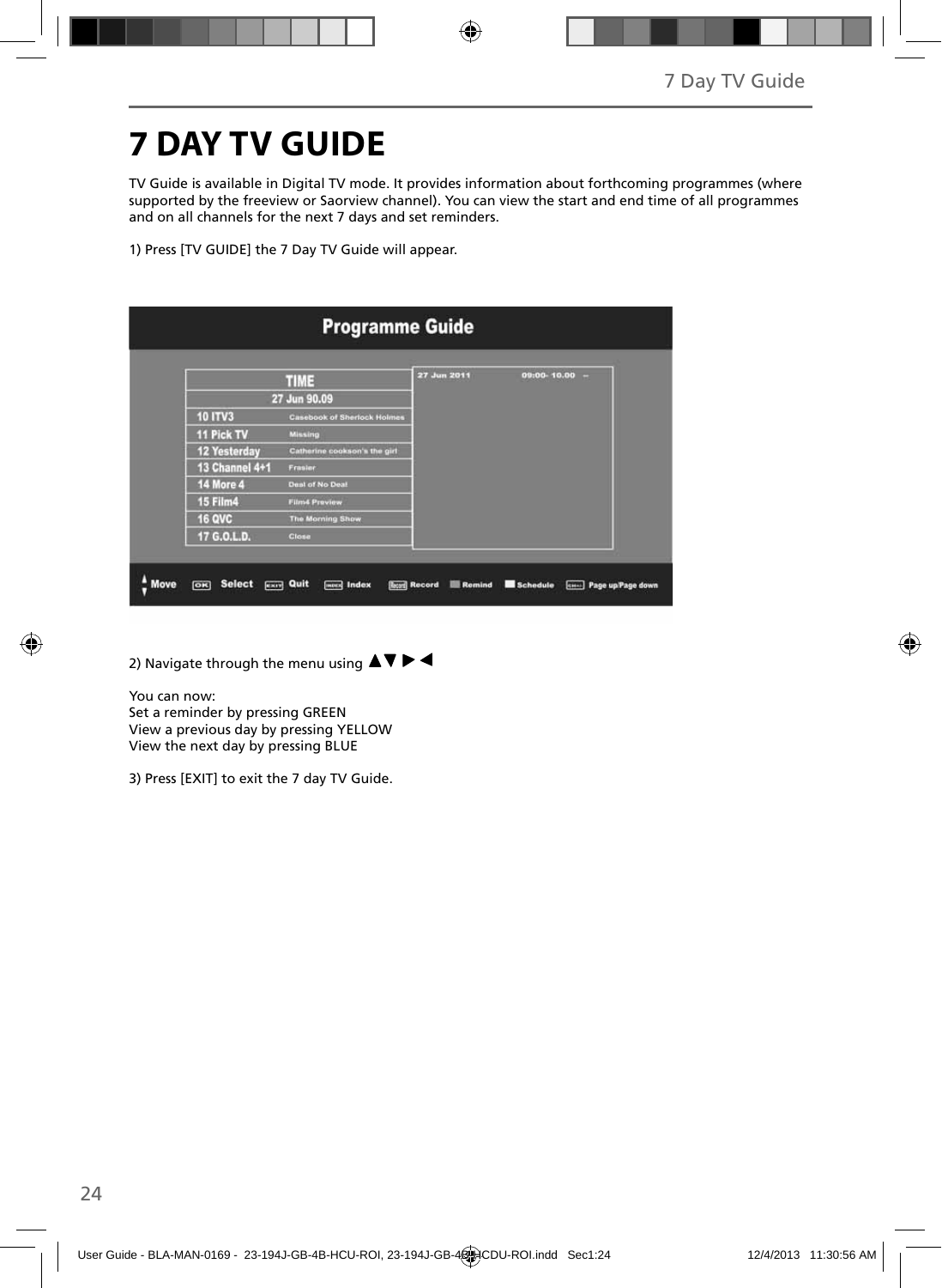# 7 DAY TV GUIDE

TV Guide is available in Digital TV mode. It provides information about forthcoming programmes (where supported by the freeview or Saorview channel). You can view the start and end time of all programmes and on all channels for the next 7 days and set reminders.

1) Press [TV GUIDE] the 7 Day TV Guide will appear.

2) Navigate through the menu using ▲▼ ▶ ◀

You can now:
Set a reminder by pressing GREEN
View a previous day by pressing YELLOW
View the next day by pressing BLUE

3) Press [EXIT] to exit the 7 day TV Guide.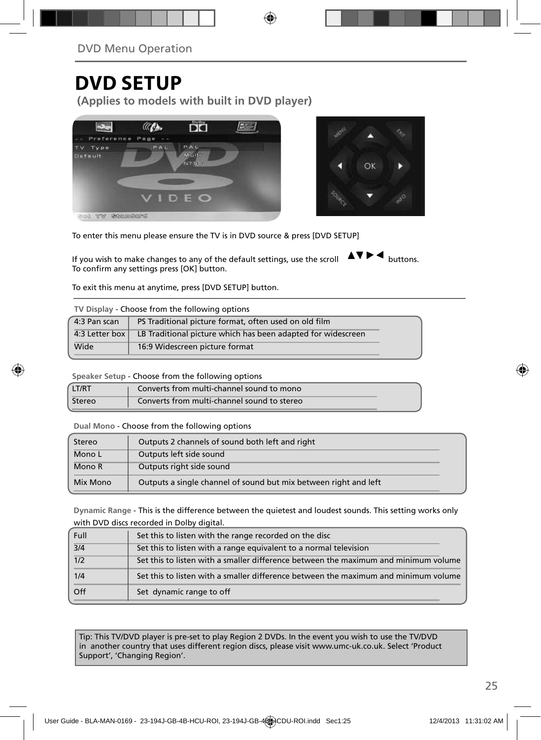## DVD Menu Operation

# DVD SETUP

### (Applies to models with built in DVD player)

To enter this menu please ensure the TV is in DVD source & press [DVD SETUP]

If you wish to make changes to any of the default settings, use the scroll ▲▼▶◀ buttons.
To confirm any settings press [OK] button.

To exit this menu at anytime, press [DVD SETUP] button.

**TV Display** - Choose from the following options

| | |
|---|---|
| 4:3 Pan scan | PS Traditional picture format, often used on old film |
| 4:3 Letter box | LB Traditional picture which has been adapted for widescreen |
| Wide | 16:9 Widescreen picture format |

**Speaker Setup** - Choose from the following options

| | |
|---|---|
| LT/RT | Converts from multi-channel sound to mono |
| Stereo | Converts from multi-channel sound to stereo |

**Dual Mono** - Choose from the following options

| | |
|---|---|
| Stereo | Outputs 2 channels of sound both left and right |
| Mono L | Outputs left side sound |
| Mono R | Outputs right side sound |
| Mix Mono | Outputs a single channel of sound but mix between right and left |

**Dynamic Range** - This is the difference between the quietest and loudest sounds. This setting works only with DVD discs recorded in Dolby digital.

| | |
|---|---|
| Full | Set this to listen with the range recorded on the disc |
| 3/4 | Set this to listen with a range equivalent to a normal television |
| 1/2 | Set this to listen with a smaller difference between the maximum and minimum volume |
| 1/4 | Set this to listen with a smaller difference between the maximum and minimum volume |
| Off | Set dynamic range to off |

Tip: This TV/DVD player is pre-set to play Region 2 DVDs. In the event you wish to use the TV/DVD in another country that uses different region discs, please visit www.umc-uk.co.uk. Select 'Product Support', 'Changing Region'.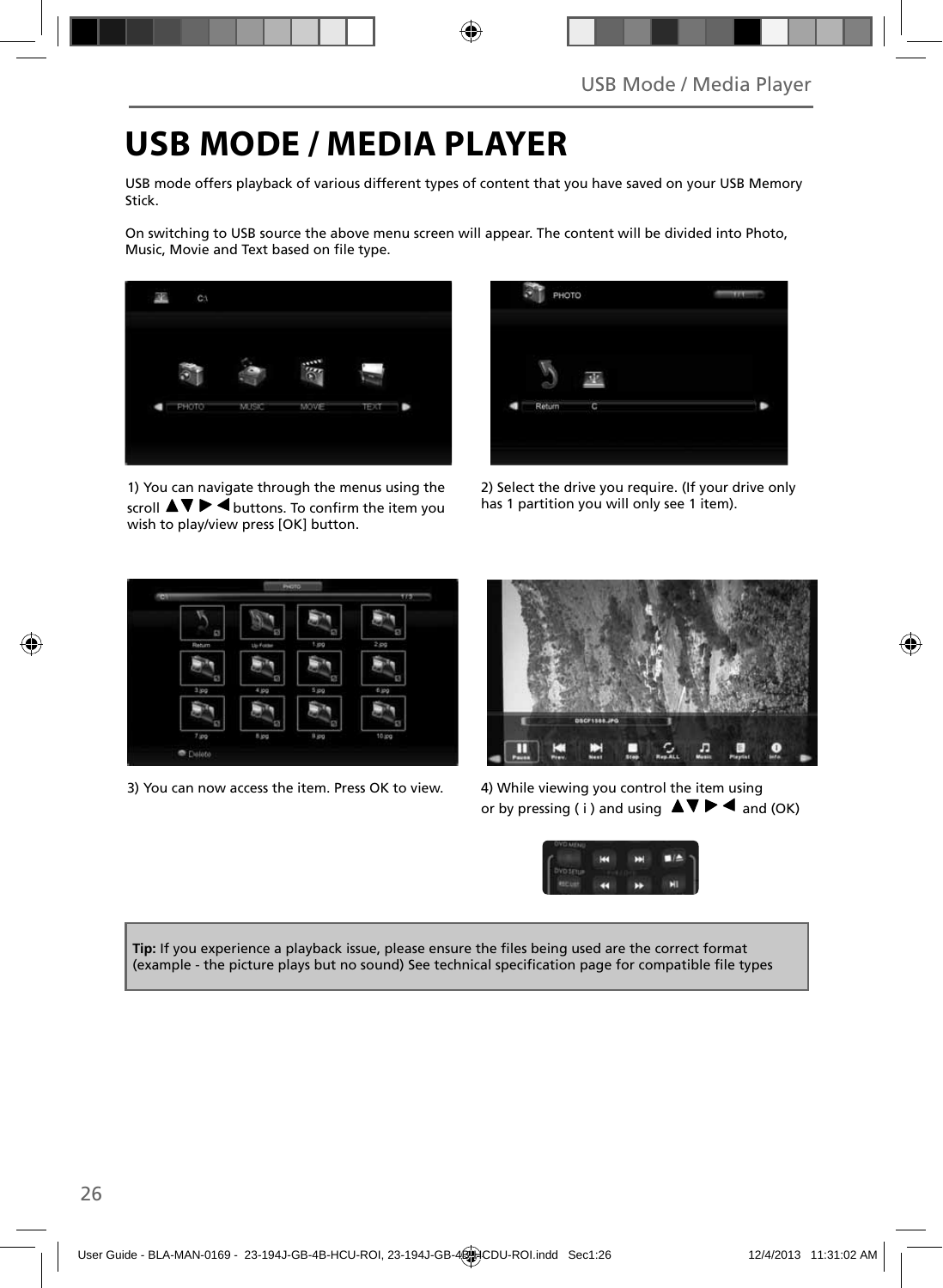# USB MODE / MEDIA PLAYER

USB mode offers playback of various different types of content that you have saved on your USB Memory Stick.

On switching to USB source the above menu screen will appear. The content will be divided into Photo, Music, Movie and Text based on file type.

1) You can navigate through the menus using the scroll ▲▼ ▶ ◀ buttons. To confirm the item you wish to play/view press [OK] button.

2) Select the drive you require. (If your drive only has 1 partition you will only see 1 item).

3) You can now access the item. Press OK to view.

4) While viewing you control the item using or by pressing ( i ) and using ▲▼ ▶ ◀ and (OK)

**Tip:** If you experience a playback issue, please ensure the files being used are the correct format (example - the picture plays but no sound) See technical specification page for compatible file types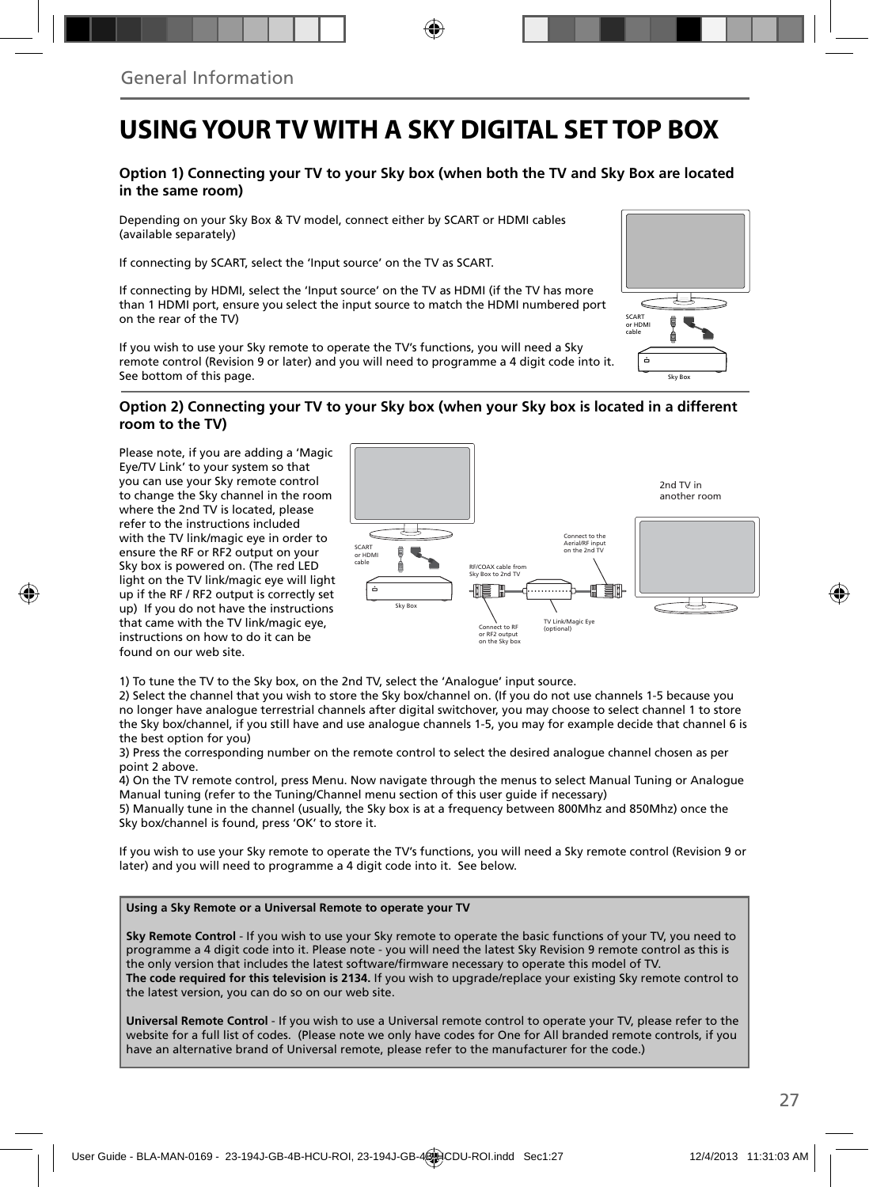General Information

# USING YOUR TV WITH A SKY DIGITAL SET TOP BOX

### Option 1) Connecting your TV to your Sky box (when both the TV and Sky Box are located in the same room)

Depending on your Sky Box & TV model, connect either by SCART or HDMI cables (available separately)

If connecting by SCART, select the 'Input source' on the TV as SCART.

If connecting by HDMI, select the 'Input source' on the TV as HDMI (if the TV has more than 1 HDMI port, ensure you select the input source to match the HDMI numbered port on the rear of the TV)

If you wish to use your Sky remote to operate the TV's functions, you will need a Sky remote control (Revision 9 or later) and you will need to programme a 4 digit code into it. See bottom of this page.

SCART or HDMI cable

Sky Box

### Option 2) Connecting your TV to your Sky box (when your Sky box is located in a different room to the TV)

Please note, if you are adding a 'Magic Eye/TV Link' to your system so that you can use your Sky remote control to change the Sky channel in the room where the 2nd TV is located, please refer to the instructions included with the TV link/magic eye in order to ensure the RF or RF2 output on your Sky box is powered on. (The red LED light on the TV link/magic eye will light up if the RF / RF2 output is correctly set up) If you do not have the instructions that came with the TV link/magic eye, instructions on how to do it can be found on our web site.

SCART or HDMI cable

Sky Box

RF/COAX cable from Sky Box to 2nd TV

Connect to the Aerial/RF input on the 2nd TV

2nd TV in another room

Connect to RF or RF2 output on the Sky box

TV Link/Magic Eye (optional)

1) To tune the TV to the Sky box, on the 2nd TV, select the 'Analogue' input source.
2) Select the channel that you wish to store the Sky box/channel on. (If you do not use channels 1-5 because you no longer have analogue terrestrial channels after digital switchover, you may choose to select channel 1 to store the Sky box/channel, if you still have and use analogue channels 1-5, you may for example decide that channel 6 is the best option for you)
3) Press the corresponding number on the remote control to select the desired analogue channel chosen as per point 2 above.
4) On the TV remote control, press Menu. Now navigate through the menus to select Manual Tuning or Analogue Manual tuning (refer to the Tuning/Channel menu section of this user guide if necessary)
5) Manually tune in the channel (usually, the Sky box is at a frequency between 800Mhz and 850Mhz) once the Sky box/channel is found, press 'OK' to store it.

If you wish to use your Sky remote to operate the TV's functions, you will need a Sky remote control (Revision 9 or later) and you will need to programme a 4 digit code into it. See below.

**Using a Sky Remote or a Universal Remote to operate your TV**

**Sky Remote Control** - If you wish to use your Sky remote to operate the basic functions of your TV, you need to programme a 4 digit code into it. Please note - you will need the latest Sky Revision 9 remote control as this is the only version that includes the latest software/firmware necessary to operate this model of TV.
**The code required for this television is 2134.** If you wish to upgrade/replace your existing Sky remote control to the latest version, you can do so on our web site.

**Universal Remote Control** - If you wish to use a Universal remote control to operate your TV, please refer to the website for a full list of codes. (Please note we only have codes for One for All branded remote controls, if you have an alternative brand of Universal remote, please refer to the manufacturer for the code.)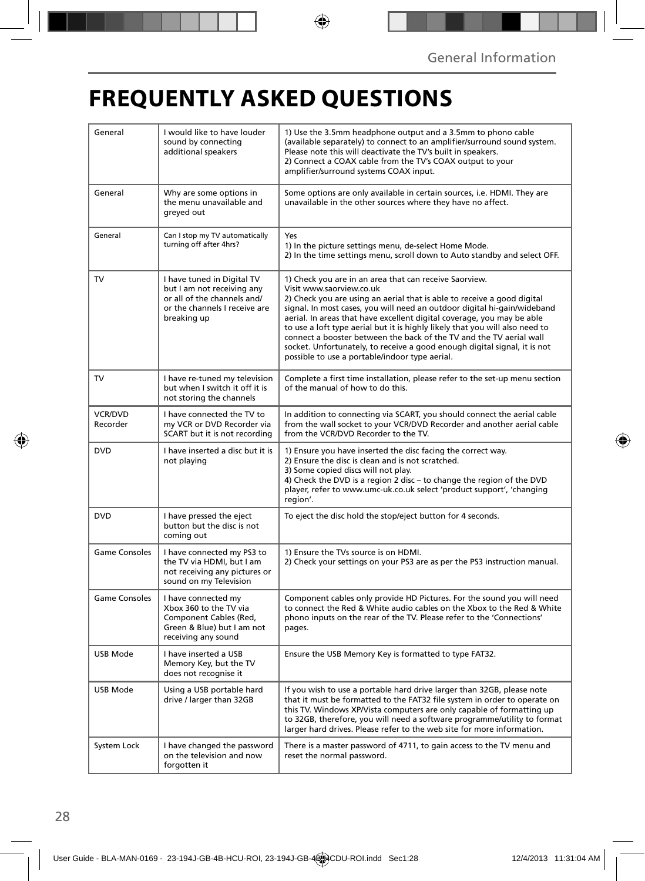# FREQUENTLY ASKED QUESTIONS

| | | |
|---|---|---|
| General | I would like to have louder sound by connecting additional speakers | 1) Use the 3.5mm headphone output and a 3.5mm to phono cable (available separately) to connect to an amplifier/surround sound system. Please note this will deactivate the TV's built in speakers.<br>2) Connect a COAX cable from the TV's COAX output to your amplifier/surround systems COAX input. |
| General | Why are some options in the menu unavailable and greyed out | Some options are only available in certain sources, i.e. HDMI. They are unavailable in the other sources where they have no affect. |
| General | Can I stop my TV automatically turning off after 4hrs? | Yes<br>1) In the picture settings menu, de-select Home Mode.<br>2) In the time settings menu, scroll down to Auto standby and select OFF. |
| TV | I have tuned in Digital TV but I am not receiving any or all of the channels and/ or the channels I receive are breaking up | 1) Check you are in an area that can receive Saorview. Visit www.saorview.co.uk<br>2) Check you are using an aerial that is able to receive a good digital signal. In most cases, you will need an outdoor digital hi-gain/wideband aerial. In areas that have excellent digital coverage, you may be able to use a loft type aerial but it is highly likely that you will also need to connect a booster between the back of the TV and the TV aerial wall socket. Unfortunately, to receive a good enough digital signal, it is not possible to use a portable/indoor type aerial. |
| TV | I have re-tuned my television but when I switch it off it is not storing the channels | Complete a first time installation, please refer to the set-up menu section of the manual of how to do this. |
| VCR/DVD Recorder | I have connected the TV to my VCR or DVD Recorder via SCART but it is not recording | In addition to connecting via SCART, you should connect the aerial cable from the wall socket to your VCR/DVD Recorder and another aerial cable from the VCR/DVD Recorder to the TV. |
| DVD | I have inserted a disc but it is not playing | 1) Ensure you have inserted the disc facing the correct way.<br>2) Ensure the disc is clean and is not scratched.<br>3) Some copied discs will not play.<br>4) Check the DVD is a region 2 disc – to change the region of the DVD player, refer to www.umc-uk.co.uk select 'product support', 'changing region'. |
| DVD | I have pressed the eject button but the disc is not coming out | To eject the disc hold the stop/eject button for 4 seconds. |
| Game Consoles | I have connected my PS3 to the TV via HDMI, but I am not receiving any pictures or sound on my Television | 1) Ensure the TVs source is on HDMI.<br>2) Check your settings on your PS3 are as per the PS3 instruction manual. |
| Game Consoles | I have connected my Xbox 360 to the TV via Component Cables (Red, Green & Blue) but I am not receiving any sound | Component cables only provide HD Pictures. For the sound you will need to connect the Red & White audio cables on the Xbox to the Red & White phono inputs on the rear of the TV. Please refer to the 'Connections' pages. |
| USB Mode | I have inserted a USB Memory Key, but the TV does not recognise it | Ensure the USB Memory Key is formatted to type FAT32. |
| USB Mode | Using a USB portable hard drive / larger than 32GB | If you wish to use a portable hard drive larger than 32GB, please note that it must be formatted to the FAT32 file system in order to operate on this TV. Windows XP/Vista computers are only capable of formatting up to 32GB, therefore, you will need a software programme/utility to format larger hard drives. Please refer to the web site for more information. |
| System Lock | I have changed the password on the television and now forgotten it | There is a master password of 4711, to gain access to the TV menu and reset the normal password. |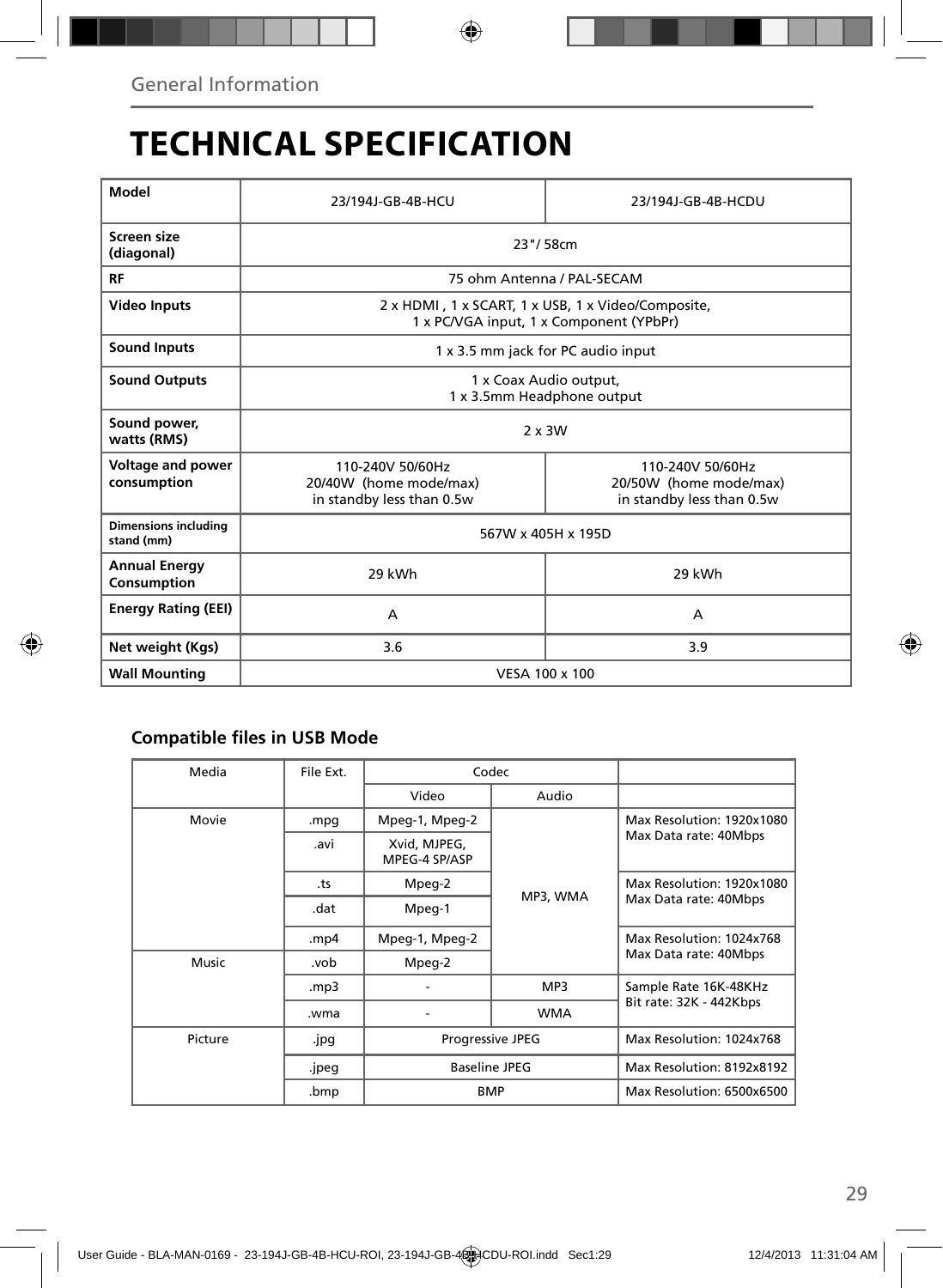General Information

# TECHNICAL SPECIFICATION

| Model | 23/194J-GB-4B-HCU | 23/194J-GB-4B-HCDU |
|---|---|---|
| Screen size (diagonal) | 23"/ 58cm | |
| RF | 75 ohm Antenna / PAL-SECAM | |
| Video Inputs | 2 x HDMI , 1 x SCART, 1 x USB, 1 x Video/Composite, 1 x PC/VGA input, 1 x Component (YPbPr) | |
| Sound Inputs | 1 x 3.5 mm jack for PC audio input | |
| Sound Outputs | 1 x Coax Audio output, 1 x 3.5mm Headphone output | |
| Sound power, watts (RMS) | 2 x 3W | |
| Voltage and power consumption | 110-240V 50/60Hz 20/40W (home mode/max) in standby less than 0.5w | 110-240V 50/60Hz 20/50W (home mode/max) in standby less than 0.5w |
| Dimensions including stand (mm) | 567W x 405H x 195D | |
| Annual Energy Consumption | 29 kWh | 29 kWh |
| Energy Rating (EEI) | A | A |
| Net weight (Kgs) | 3.6 | 3.9 |
| Wall Mounting | VESA 100 x 100 | |

## Compatible files in USB Mode

| Media | File Ext. | Codec | | |
|---|---|---|---|---|
| | | Video | Audio | |
| Movie | .mpg | Mpeg-1, Mpeg-2 | MP3, WMA | Max Resolution: 1920x1080 Max Data rate: 40Mbps |
| | .avi | Xvid, MJPEG, MPEG-4 SP/ASP | | |
| | .ts | Mpeg-2 | | Max Resolution: 1920x1080 Max Data rate: 40Mbps |
| | .dat | Mpeg-1 | | |
| | .mp4 | Mpeg-1, Mpeg-2 | | Max Resolution: 1024x768 Max Data rate: 40Mbps |
| Music | .vob | Mpeg-2 | | |
| | .mp3 | - | MP3 | Sample Rate 16K-48KHz Bit rate: 32K - 442Kbps |
| | .wma | - | WMA | |
| Picture | .jpg | Progressive JPEG | | Max Resolution: 1024x768 |
| | .jpeg | Baseline JPEG | | Max Resolution: 8192x8192 |
| | .bmp | BMP | | Max Resolution: 6500x6500 |